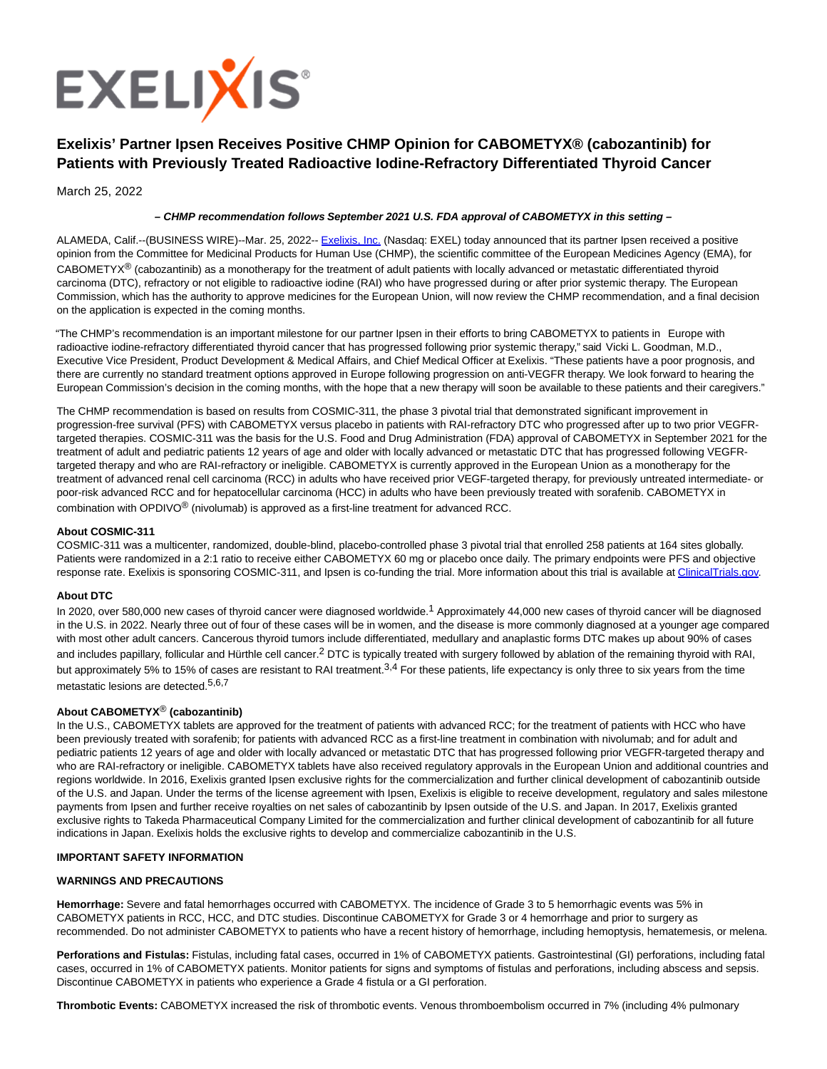# Exelixis' Partner Ipsen Receives Positive CHMP Opinion for CABOMETYX® (cabozantinib) for Patients with Previously Treated Radioactive Iodine-Refractory Differentiated Thyroid Cancer

March 25, 2022

***– CHMP recommendation follows September 2021 U.S. FDA approval of CABOMETYX in this setting –***

ALAMEDA, Calif.--(BUSINESS WIRE)--Mar. 25, 2022-- Exelixis, Inc. (Nasdaq: EXEL) today announced that its partner Ipsen received a positive opinion from the Committee for Medicinal Products for Human Use (CHMP), the scientific committee of the European Medicines Agency (EMA), for CABOMETYX® (cabozantinib) as a monotherapy for the treatment of adult patients with locally advanced or metastatic differentiated thyroid carcinoma (DTC), refractory or not eligible to radioactive iodine (RAI) who have progressed during or after prior systemic therapy. The European Commission, which has the authority to approve medicines for the European Union, will now review the CHMP recommendation, and a final decision on the application is expected in the coming months.

"The CHMP's recommendation is an important milestone for our partner Ipsen in their efforts to bring CABOMETYX to patients in Europe with radioactive iodine-refractory differentiated thyroid cancer that has progressed following prior systemic therapy," said Vicki L. Goodman, M.D., Executive Vice President, Product Development & Medical Affairs, and Chief Medical Officer at Exelixis. "These patients have a poor prognosis, and there are currently no standard treatment options approved in Europe following progression on anti-VEGFR therapy. We look forward to hearing the European Commission's decision in the coming months, with the hope that a new therapy will soon be available to these patients and their caregivers."

The CHMP recommendation is based on results from COSMIC-311, the phase 3 pivotal trial that demonstrated significant improvement in progression-free survival (PFS) with CABOMETYX versus placebo in patients with RAI-refractory DTC who progressed after up to two prior VEGFR-targeted therapies. COSMIC-311 was the basis for the U.S. Food and Drug Administration (FDA) approval of CABOMETYX in September 2021 for the treatment of adult and pediatric patients 12 years of age and older with locally advanced or metastatic DTC that has progressed following VEGFR-targeted therapy and who are RAI-refractory or ineligible. CABOMETYX is currently approved in the European Union as a monotherapy for the treatment of advanced renal cell carcinoma (RCC) in adults who have received prior VEGF-targeted therapy, for previously untreated intermediate- or poor-risk advanced RCC and for hepatocellular carcinoma (HCC) in adults who have been previously treated with sorafenib. CABOMETYX in combination with OPDIVO® (nivolumab) is approved as a first-line treatment for advanced RCC.

**About COSMIC-311**

COSMIC-311 was a multicenter, randomized, double-blind, placebo-controlled phase 3 pivotal trial that enrolled 258 patients at 164 sites globally. Patients were randomized in a 2:1 ratio to receive either CABOMETYX 60 mg or placebo once daily. The primary endpoints were PFS and objective response rate. Exelixis is sponsoring COSMIC-311, and Ipsen is co-funding the trial. More information about this trial is available at ClinicalTrials.gov.

**About DTC**

In 2020, over 580,000 new cases of thyroid cancer were diagnosed worldwide.[1] Approximately 44,000 new cases of thyroid cancer will be diagnosed in the U.S. in 2022. Nearly three out of four of these cases will be in women, and the disease is more commonly diagnosed at a younger age compared with most other adult cancers. Cancerous thyroid tumors include differentiated, medullary and anaplastic forms DTC makes up about 90% of cases and includes papillary, follicular and Hürthle cell cancer.[2] DTC is typically treated with surgery followed by ablation of the remaining thyroid with RAI, but approximately 5% to 15% of cases are resistant to RAI treatment.[3,4] For these patients, life expectancy is only three to six years from the time metastatic lesions are detected.[5,6,7]

**About CABOMETYX® (cabozantinib)**

In the U.S., CABOMETYX tablets are approved for the treatment of patients with advanced RCC; for the treatment of patients with HCC who have been previously treated with sorafenib; for patients with advanced RCC as a first-line treatment in combination with nivolumab; and for adult and pediatric patients 12 years of age and older with locally advanced or metastatic DTC that has progressed following prior VEGFR-targeted therapy and who are RAI-refractory or ineligible. CABOMETYX tablets have also received regulatory approvals in the European Union and additional countries and regions worldwide. In 2016, Exelixis granted Ipsen exclusive rights for the commercialization and further clinical development of cabozantinib outside of the U.S. and Japan. Under the terms of the license agreement with Ipsen, Exelixis is eligible to receive development, regulatory and sales milestone payments from Ipsen and further receive royalties on net sales of cabozantinib by Ipsen outside of the U.S. and Japan. In 2017, Exelixis granted exclusive rights to Takeda Pharmaceutical Company Limited for the commercialization and further clinical development of cabozantinib for all future indications in Japan. Exelixis holds the exclusive rights to develop and commercialize cabozantinib in the U.S.

**IMPORTANT SAFETY INFORMATION**

**WARNINGS AND PRECAUTIONS**

**Hemorrhage:** Severe and fatal hemorrhages occurred with CABOMETYX. The incidence of Grade 3 to 5 hemorrhagic events was 5% in CABOMETYX patients in RCC, HCC, and DTC studies. Discontinue CABOMETYX for Grade 3 or 4 hemorrhage and prior to surgery as recommended. Do not administer CABOMETYX to patients who have a recent history of hemorrhage, including hemoptysis, hematemesis, or melena.

**Perforations and Fistulas:** Fistulas, including fatal cases, occurred in 1% of CABOMETYX patients. Gastrointestinal (GI) perforations, including fatal cases, occurred in 1% of CABOMETYX patients. Monitor patients for signs and symptoms of fistulas and perforations, including abscess and sepsis. Discontinue CABOMETYX in patients who experience a Grade 4 fistula or a GI perforation.

**Thrombotic Events:** CABOMETYX increased the risk of thrombotic events. Venous thromboembolism occurred in 7% (including 4% pulmonary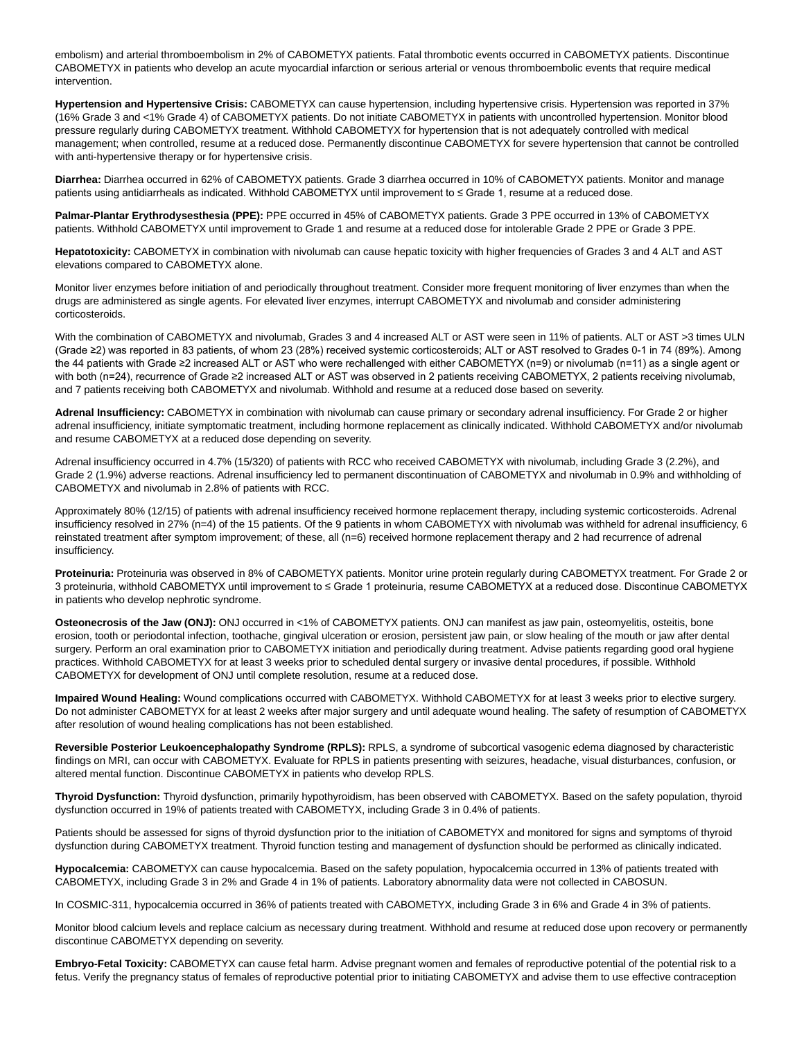embolism) and arterial thromboembolism in 2% of CABOMETYX patients. Fatal thrombotic events occurred in CABOMETYX patients. Discontinue CABOMETYX in patients who develop an acute myocardial infarction or serious arterial or venous thromboembolic events that require medical intervention.

**Hypertension and Hypertensive Crisis:** CABOMETYX can cause hypertension, including hypertensive crisis. Hypertension was reported in 37% (16% Grade 3 and <1% Grade 4) of CABOMETYX patients. Do not initiate CABOMETYX in patients with uncontrolled hypertension. Monitor blood pressure regularly during CABOMETYX treatment. Withhold CABOMETYX for hypertension that is not adequately controlled with medical management; when controlled, resume at a reduced dose. Permanently discontinue CABOMETYX for severe hypertension that cannot be controlled with anti-hypertensive therapy or for hypertensive crisis.

**Diarrhea:** Diarrhea occurred in 62% of CABOMETYX patients. Grade 3 diarrhea occurred in 10% of CABOMETYX patients. Monitor and manage patients using antidiarrheals as indicated. Withhold CABOMETYX until improvement to ≤ Grade 1, resume at a reduced dose.

**Palmar-Plantar Erythrodysesthesia (PPE):** PPE occurred in 45% of CABOMETYX patients. Grade 3 PPE occurred in 13% of CABOMETYX patients. Withhold CABOMETYX until improvement to Grade 1 and resume at a reduced dose for intolerable Grade 2 PPE or Grade 3 PPE.

**Hepatotoxicity:** CABOMETYX in combination with nivolumab can cause hepatic toxicity with higher frequencies of Grades 3 and 4 ALT and AST elevations compared to CABOMETYX alone.

Monitor liver enzymes before initiation of and periodically throughout treatment. Consider more frequent monitoring of liver enzymes than when the drugs are administered as single agents. For elevated liver enzymes, interrupt CABOMETYX and nivolumab and consider administering corticosteroids.

With the combination of CABOMETYX and nivolumab, Grades 3 and 4 increased ALT or AST were seen in 11% of patients. ALT or AST >3 times ULN (Grade ≥2) was reported in 83 patients, of whom 23 (28%) received systemic corticosteroids; ALT or AST resolved to Grades 0-1 in 74 (89%). Among the 44 patients with Grade ≥2 increased ALT or AST who were rechallenged with either CABOMETYX (n=9) or nivolumab (n=11) as a single agent or with both (n=24), recurrence of Grade ≥2 increased ALT or AST was observed in 2 patients receiving CABOMETYX, 2 patients receiving nivolumab, and 7 patients receiving both CABOMETYX and nivolumab. Withhold and resume at a reduced dose based on severity.

**Adrenal Insufficiency:** CABOMETYX in combination with nivolumab can cause primary or secondary adrenal insufficiency. For Grade 2 or higher adrenal insufficiency, initiate symptomatic treatment, including hormone replacement as clinically indicated. Withhold CABOMETYX and/or nivolumab and resume CABOMETYX at a reduced dose depending on severity.

Adrenal insufficiency occurred in 4.7% (15/320) of patients with RCC who received CABOMETYX with nivolumab, including Grade 3 (2.2%), and Grade 2 (1.9%) adverse reactions. Adrenal insufficiency led to permanent discontinuation of CABOMETYX and nivolumab in 0.9% and withholding of CABOMETYX and nivolumab in 2.8% of patients with RCC.

Approximately 80% (12/15) of patients with adrenal insufficiency received hormone replacement therapy, including systemic corticosteroids. Adrenal insufficiency resolved in 27% (n=4) of the 15 patients. Of the 9 patients in whom CABOMETYX with nivolumab was withheld for adrenal insufficiency, 6 reinstated treatment after symptom improvement; of these, all (n=6) received hormone replacement therapy and 2 had recurrence of adrenal insufficiency.

**Proteinuria:** Proteinuria was observed in 8% of CABOMETYX patients. Monitor urine protein regularly during CABOMETYX treatment. For Grade 2 or 3 proteinuria, withhold CABOMETYX until improvement to ≤ Grade 1 proteinuria, resume CABOMETYX at a reduced dose. Discontinue CABOMETYX in patients who develop nephrotic syndrome.

**Osteonecrosis of the Jaw (ONJ):** ONJ occurred in <1% of CABOMETYX patients. ONJ can manifest as jaw pain, osteomyelitis, osteitis, bone erosion, tooth or periodontal infection, toothache, gingival ulceration or erosion, persistent jaw pain, or slow healing of the mouth or jaw after dental surgery. Perform an oral examination prior to CABOMETYX initiation and periodically during treatment. Advise patients regarding good oral hygiene practices. Withhold CABOMETYX for at least 3 weeks prior to scheduled dental surgery or invasive dental procedures, if possible. Withhold CABOMETYX for development of ONJ until complete resolution, resume at a reduced dose.

**Impaired Wound Healing:** Wound complications occurred with CABOMETYX. Withhold CABOMETYX for at least 3 weeks prior to elective surgery. Do not administer CABOMETYX for at least 2 weeks after major surgery and until adequate wound healing. The safety of resumption of CABOMETYX after resolution of wound healing complications has not been established.

**Reversible Posterior Leukoencephalopathy Syndrome (RPLS):** RPLS, a syndrome of subcortical vasogenic edema diagnosed by characteristic findings on MRI, can occur with CABOMETYX. Evaluate for RPLS in patients presenting with seizures, headache, visual disturbances, confusion, or altered mental function. Discontinue CABOMETYX in patients who develop RPLS.

**Thyroid Dysfunction:** Thyroid dysfunction, primarily hypothyroidism, has been observed with CABOMETYX. Based on the safety population, thyroid dysfunction occurred in 19% of patients treated with CABOMETYX, including Grade 3 in 0.4% of patients.

Patients should be assessed for signs of thyroid dysfunction prior to the initiation of CABOMETYX and monitored for signs and symptoms of thyroid dysfunction during CABOMETYX treatment. Thyroid function testing and management of dysfunction should be performed as clinically indicated.

**Hypocalcemia:** CABOMETYX can cause hypocalcemia. Based on the safety population, hypocalcemia occurred in 13% of patients treated with CABOMETYX, including Grade 3 in 2% and Grade 4 in 1% of patients. Laboratory abnormality data were not collected in CABOSUN.

In COSMIC-311, hypocalcemia occurred in 36% of patients treated with CABOMETYX, including Grade 3 in 6% and Grade 4 in 3% of patients.

Monitor blood calcium levels and replace calcium as necessary during treatment. Withhold and resume at reduced dose upon recovery or permanently discontinue CABOMETYX depending on severity.

**Embryo-Fetal Toxicity:** CABOMETYX can cause fetal harm. Advise pregnant women and females of reproductive potential of the potential risk to a fetus. Verify the pregnancy status of females of reproductive potential prior to initiating CABOMETYX and advise them to use effective contraception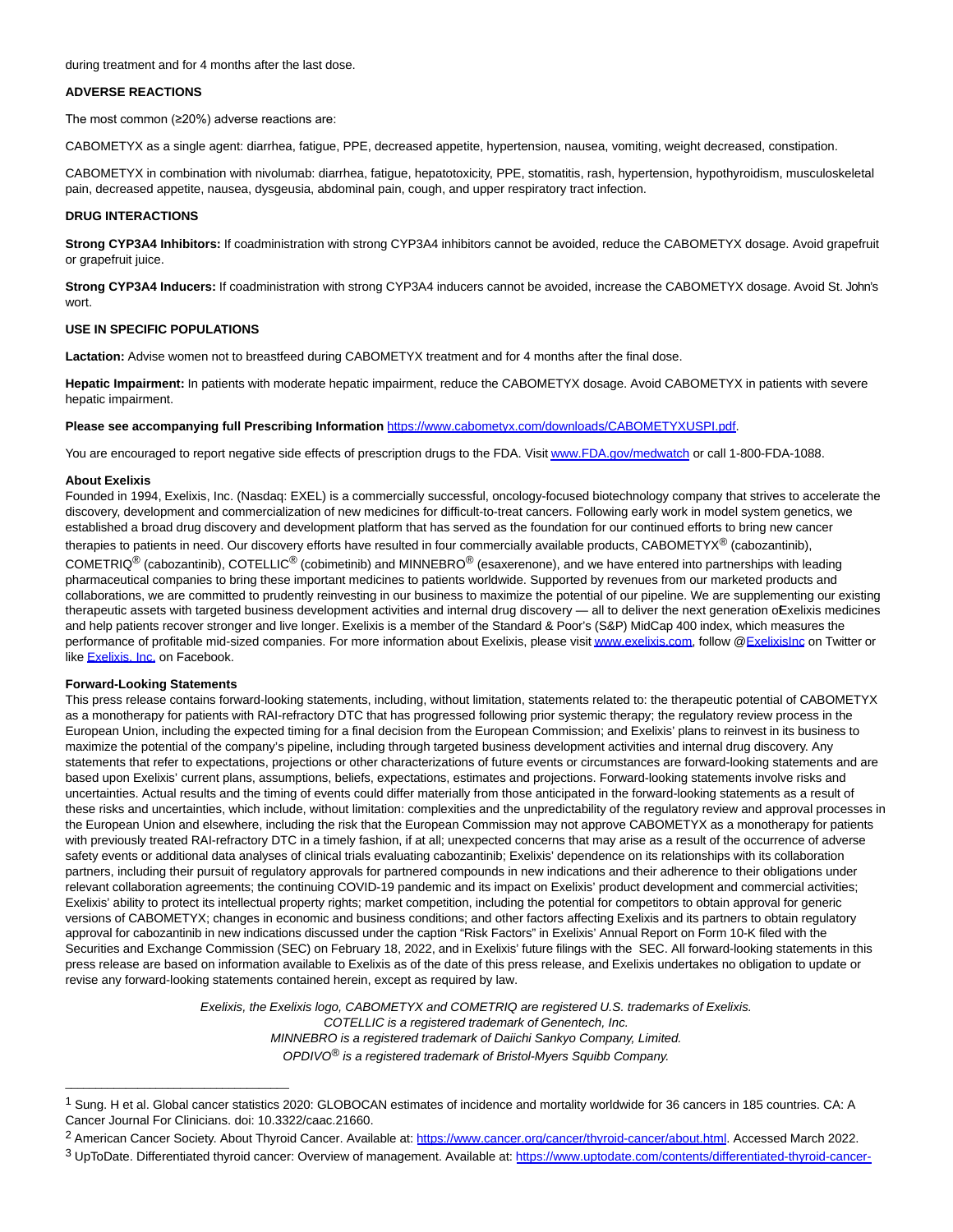during treatment and for 4 months after the last dose.

**ADVERSE REACTIONS**

The most common (≥20%) adverse reactions are:

CABOMETYX as a single agent: diarrhea, fatigue, PPE, decreased appetite, hypertension, nausea, vomiting, weight decreased, constipation.

CABOMETYX in combination with nivolumab: diarrhea, fatigue, hepatotoxicity, PPE, stomatitis, rash, hypertension, hypothyroidism, musculoskeletal pain, decreased appetite, nausea, dysgeusia, abdominal pain, cough, and upper respiratory tract infection.

**DRUG INTERACTIONS**

**Strong CYP3A4 Inhibitors:** If coadministration with strong CYP3A4 inhibitors cannot be avoided, reduce the CABOMETYX dosage. Avoid grapefruit or grapefruit juice.

**Strong CYP3A4 Inducers:** If coadministration with strong CYP3A4 inducers cannot be avoided, increase the CABOMETYX dosage. Avoid St. John's wort.

**USE IN SPECIFIC POPULATIONS**

**Lactation:** Advise women not to breastfeed during CABOMETYX treatment and for 4 months after the final dose.

**Hepatic Impairment:** In patients with moderate hepatic impairment, reduce the CABOMETYX dosage. Avoid CABOMETYX in patients with severe hepatic impairment.

**Please see accompanying full Prescribing Information** https://www.cabometyx.com/downloads/CABOMETYXUSPI.pdf.

You are encouraged to report negative side effects of prescription drugs to the FDA. Visit www.FDA.gov/medwatch or call 1-800-FDA-1088.

**About Exelixis**

Founded in 1994, Exelixis, Inc. (Nasdaq: EXEL) is a commercially successful, oncology-focused biotechnology company that strives to accelerate the discovery, development and commercialization of new medicines for difficult-to-treat cancers. Following early work in model system genetics, we established a broad drug discovery and development platform that has served as the foundation for our continued efforts to bring new cancer therapies to patients in need. Our discovery efforts have resulted in four commercially available products, CABOMETYX® (cabozantinib), COMETRIQ® (cabozantinib), COTELLIC® (cobimetinib) and MINNEBRO® (esaxerenone), and we have entered into partnerships with leading pharmaceutical companies to bring these important medicines to patients worldwide. Supported by revenues from our marketed products and collaborations, we are committed to prudently reinvesting in our business to maximize the potential of our pipeline. We are supplementing our existing therapeutic assets with targeted business development activities and internal drug discovery — all to deliver the next generation of Exelixis medicines and help patients recover stronger and live longer. Exelixis is a member of the Standard & Poor's (S&P) MidCap 400 index, which measures the performance of profitable mid-sized companies. For more information about Exelixis, please visit www.exelixis.com, follow @ExelixisInc on Twitter or like Exelixis, Inc. on Facebook.

**Forward-Looking Statements**

This press release contains forward-looking statements, including, without limitation, statements related to: the therapeutic potential of CABOMETYX as a monotherapy for patients with RAI-refractory DTC that has progressed following prior systemic therapy; the regulatory review process in the European Union, including the expected timing for a final decision from the European Commission; and Exelixis' plans to reinvest in its business to maximize the potential of the company's pipeline, including through targeted business development activities and internal drug discovery. Any statements that refer to expectations, projections or other characterizations of future events or circumstances are forward-looking statements and are based upon Exelixis' current plans, assumptions, beliefs, expectations, estimates and projections. Forward-looking statements involve risks and uncertainties. Actual results and the timing of events could differ materially from those anticipated in the forward-looking statements as a result of these risks and uncertainties, which include, without limitation: complexities and the unpredictability of the regulatory review and approval processes in the European Union and elsewhere, including the risk that the European Commission may not approve CABOMETYX as a monotherapy for patients with previously treated RAI-refractory DTC in a timely fashion, if at all; unexpected concerns that may arise as a result of the occurrence of adverse safety events or additional data analyses of clinical trials evaluating cabozantinib; Exelixis' dependence on its relationships with its collaboration partners, including their pursuit of regulatory approvals for partnered compounds in new indications and their adherence to their obligations under relevant collaboration agreements; the continuing COVID-19 pandemic and its impact on Exelixis' product development and commercial activities; Exelixis' ability to protect its intellectual property rights; market competition, including the potential for competitors to obtain approval for generic versions of CABOMETYX; changes in economic and business conditions; and other factors affecting Exelixis and its partners to obtain regulatory approval for cabozantinib in new indications discussed under the caption "Risk Factors" in Exelixis' Annual Report on Form 10-K filed with the Securities and Exchange Commission (SEC) on February 18, 2022, and in Exelixis' future filings with the SEC. All forward-looking statements in this press release are based on information available to Exelixis as of the date of this press release, and Exelixis undertakes no obligation to update or revise any forward-looking statements contained herein, except as required by law.

*Exelixis, the Exelixis logo, CABOMETYX and COMETRIQ are registered U.S. trademarks of Exelixis.*
*COTELLIC is a registered trademark of Genentech, Inc.*
*MINNEBRO is a registered trademark of Daiichi Sankyo Company, Limited.*
*OPDIVO® is a registered trademark of Bristol-Myers Squibb Company.*

---

[1] Sung. H et al. Global cancer statistics 2020: GLOBOCAN estimates of incidence and mortality worldwide for 36 cancers in 185 countries. CA: A Cancer Journal For Clinicians. doi: 10.3322/caac.21660.

[2] American Cancer Society. About Thyroid Cancer. Available at: https://www.cancer.org/cancer/thyroid-cancer/about.html. Accessed March 2022.

[3] UpToDate. Differentiated thyroid cancer: Overview of management. Available at: https://www.uptodate.com/contents/differentiated-thyroid-cancer-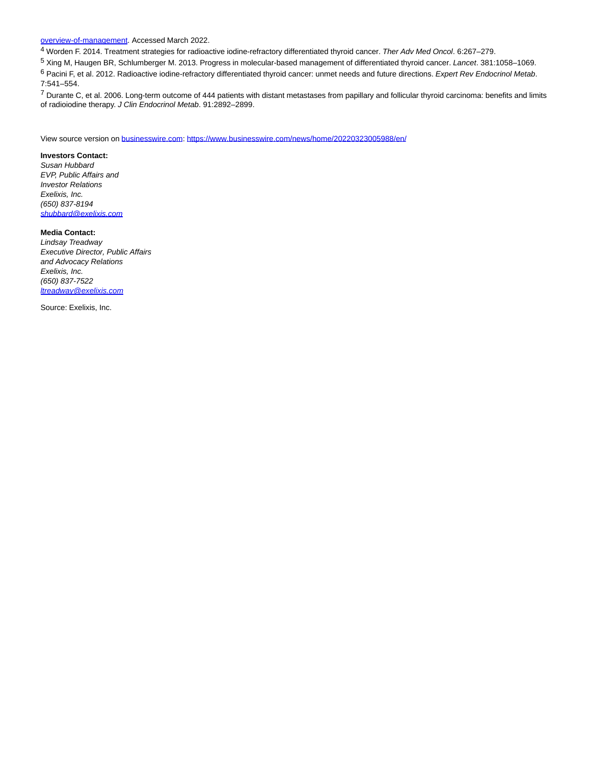overview-of-management. Accessed March 2022.

[4] Worden F. 2014. Treatment strategies for radioactive iodine-refractory differentiated thyroid cancer. *Ther Adv Med Oncol*. 6:267–279.

[5] Xing M, Haugen BR, Schlumberger M. 2013. Progress in molecular-based management of differentiated thyroid cancer. *Lancet*. 381:1058–1069.

[6] Pacini F, et al. 2012. Radioactive iodine-refractory differentiated thyroid cancer: unmet needs and future directions. *Expert Rev Endocrinol Metab*. 7:541–554.

[7] Durante C, et al. 2006. Long-term outcome of 444 patients with distant metastases from papillary and follicular thyroid carcinoma: benefits and limits of radioiodine therapy. *J Clin Endocrinol Metab*. 91:2892–2899.

View source version on businesswire.com: https://www.businesswire.com/news/home/20220323005988/en/

**Investors Contact:**
*Susan Hubbard*
*EVP, Public Affairs and*
*Investor Relations*
*Exelixis, Inc.*
*(650) 837-8194*
*shubbard@exelixis.com*

**Media Contact:**
*Lindsay Treadway*
*Executive Director, Public Affairs*
*and Advocacy Relations*
*Exelixis, Inc.*
*(650) 837-7522*
*ltreadway@exelixis.com*

Source: Exelixis, Inc.